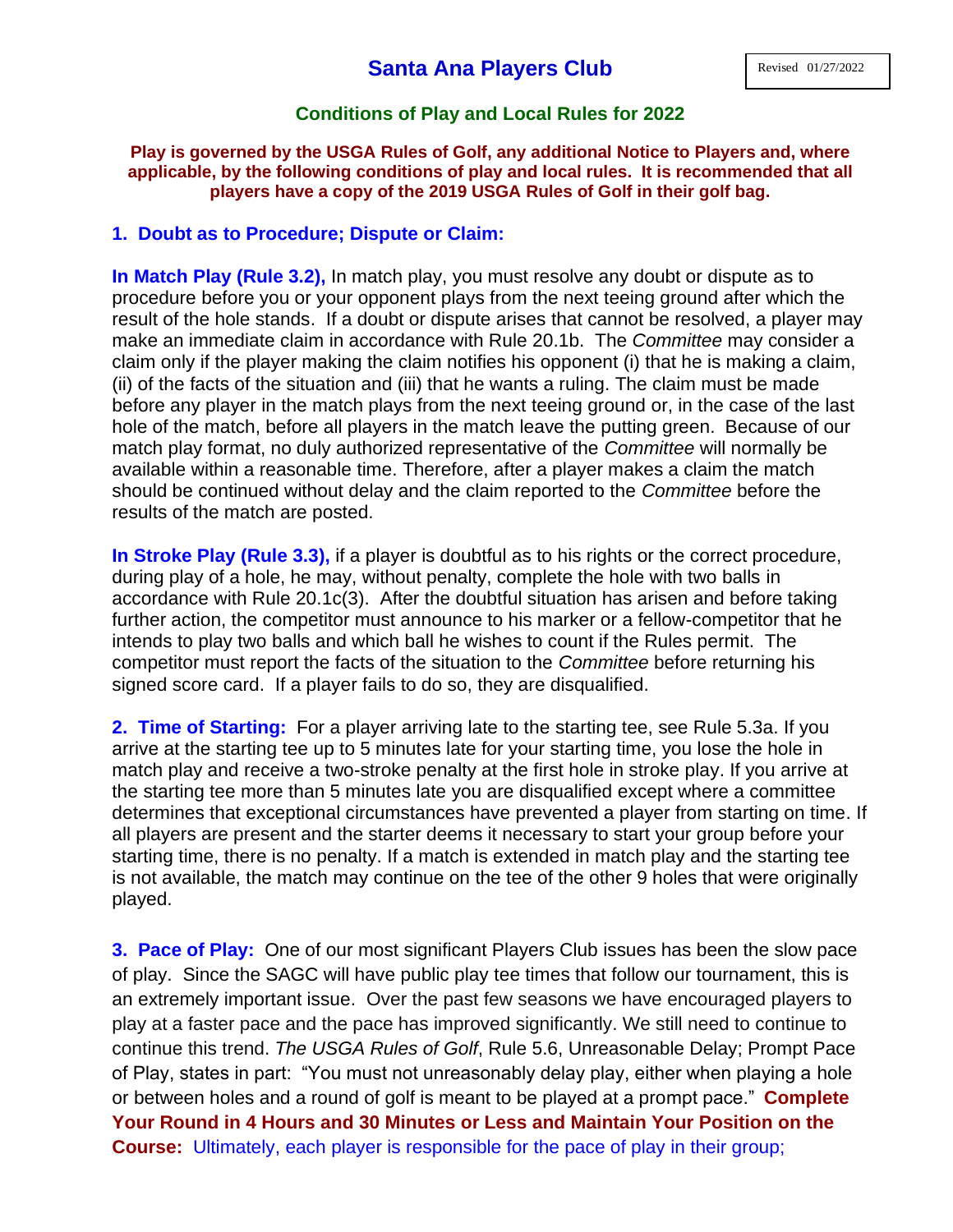# Santa Ana Players Club

Revised 01/27/2022

## Conditions of Play and Local Rules for 2022

**Play is governed by the USGA Rules of Golf, any additional Notice to Players and, where applicable, by the following conditions of play and local rules. It is recommended that all players have a copy of the 2019 USGA Rules of Golf in their golf bag.**

### 1. Doubt as to Procedure; Dispute or Claim:

**In Match Play (Rule 3.2),** In match play, you must resolve any doubt or dispute as to procedure before you or your opponent plays from the next teeing ground after which the result of the hole stands. If a doubt or dispute arises that cannot be resolved, a player may make an immediate claim in accordance with Rule 20.1b. The *Committee* may consider a claim only if the player making the claim notifies his opponent (i) that he is making a claim, (ii) of the facts of the situation and (iii) that he wants a ruling. The claim must be made before any player in the match plays from the next teeing ground or, in the case of the last hole of the match, before all players in the match leave the putting green. Because of our match play format, no duly authorized representative of the *Committee* will normally be available within a reasonable time. Therefore, after a player makes a claim the match should be continued without delay and the claim reported to the *Committee* before the results of the match are posted.

**In Stroke Play (Rule 3.3),** if a player is doubtful as to his rights or the correct procedure, during play of a hole, he may, without penalty, complete the hole with two balls in accordance with Rule 20.1c(3). After the doubtful situation has arisen and before taking further action, the competitor must announce to his marker or a fellow-competitor that he intends to play two balls and which ball he wishes to count if the Rules permit. The competitor must report the facts of the situation to the *Committee* before returning his signed score card. If a player fails to do so, they are disqualified.

**2. Time of Starting:** For a player arriving late to the starting tee, see Rule 5.3a. If you arrive at the starting tee up to 5 minutes late for your starting time, you lose the hole in match play and receive a two-stroke penalty at the first hole in stroke play. If you arrive at the starting tee more than 5 minutes late you are disqualified except where a committee determines that exceptional circumstances have prevented a player from starting on time. If all players are present and the starter deems it necessary to start your group before your starting time, there is no penalty. If a match is extended in match play and the starting tee is not available, the match may continue on the tee of the other 9 holes that were originally played.

**3. Pace of Play:** One of our most significant Players Club issues has been the slow pace of play. Since the SAGC will have public play tee times that follow our tournament, this is an extremely important issue. Over the past few seasons we have encouraged players to play at a faster pace and the pace has improved significantly. We still need to continue to continue this trend. *The USGA Rules of Golf*, Rule 5.6, Unreasonable Delay; Prompt Pace of Play, states in part: "You must not unreasonably delay play, either when playing a hole or between holes and a round of golf is meant to be played at a prompt pace." **Complete Your Round in 4 Hours and 30 Minutes or Less and Maintain Your Position on the Course:** Ultimately, each player is responsible for the pace of play in their group;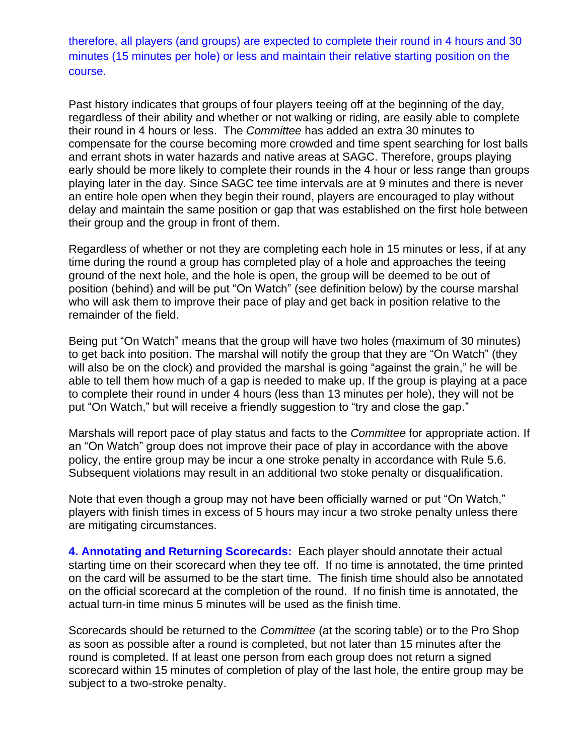therefore, all players (and groups) are expected to complete their round in 4 hours and 30 minutes (15 minutes per hole) or less and maintain their relative starting position on the course.

Past history indicates that groups of four players teeing off at the beginning of the day, regardless of their ability and whether or not walking or riding, are easily able to complete their round in 4 hours or less. The *Committee* has added an extra 30 minutes to compensate for the course becoming more crowded and time spent searching for lost balls and errant shots in water hazards and native areas at SAGC. Therefore, groups playing early should be more likely to complete their rounds in the 4 hour or less range than groups playing later in the day. Since SAGC tee time intervals are at 9 minutes and there is never an entire hole open when they begin their round, players are encouraged to play without delay and maintain the same position or gap that was established on the first hole between their group and the group in front of them.

Regardless of whether or not they are completing each hole in 15 minutes or less, if at any time during the round a group has completed play of a hole and approaches the teeing ground of the next hole, and the hole is open, the group will be deemed to be out of position (behind) and will be put "On Watch" (see definition below) by the course marshal who will ask them to improve their pace of play and get back in position relative to the remainder of the field.

Being put "On Watch" means that the group will have two holes (maximum of 30 minutes) to get back into position. The marshal will notify the group that they are "On Watch" (they will also be on the clock) and provided the marshal is going "against the grain," he will be able to tell them how much of a gap is needed to make up. If the group is playing at a pace to complete their round in under 4 hours (less than 13 minutes per hole), they will not be put "On Watch," but will receive a friendly suggestion to "try and close the gap."

Marshals will report pace of play status and facts to the *Committee* for appropriate action. If an "On Watch" group does not improve their pace of play in accordance with the above policy, the entire group may be incur a one stroke penalty in accordance with Rule 5.6. Subsequent violations may result in an additional two stoke penalty or disqualification.

Note that even though a group may not have been officially warned or put "On Watch," players with finish times in excess of 5 hours may incur a two stroke penalty unless there are mitigating circumstances.

**4. Annotating and Returning Scorecards:** Each player should annotate their actual starting time on their scorecard when they tee off. If no time is annotated, the time printed on the card will be assumed to be the start time. The finish time should also be annotated on the official scorecard at the completion of the round. If no finish time is annotated, the actual turn-in time minus 5 minutes will be used as the finish time.

Scorecards should be returned to the *Committee* (at the scoring table) or to the Pro Shop as soon as possible after a round is completed, but not later than 15 minutes after the round is completed. If at least one person from each group does not return a signed scorecard within 15 minutes of completion of play of the last hole, the entire group may be subject to a two-stroke penalty.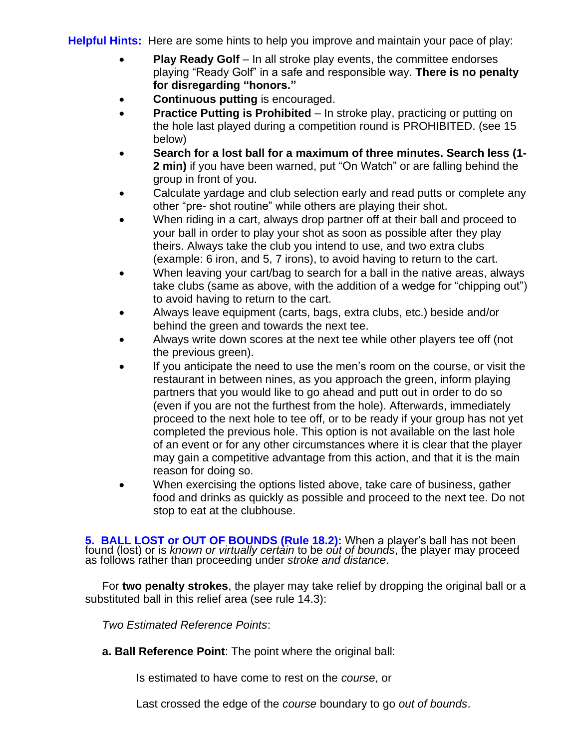**Helpful Hints:** Here are some hints to help you improve and maintain your pace of play:

- **Play Ready Golf** – In all stroke play events, the committee endorses playing "Ready Golf" in a safe and responsible way. **There is no penalty for disregarding "honors."**
- **Continuous putting** is encouraged.
- **Practice Putting is Prohibited** – In stroke play, practicing or putting on the hole last played during a competition round is PROHIBITED. (see 15 below)
- **Search for a lost ball for a maximum of three minutes. Search less (1-2 min)** if you have been warned, put "On Watch" or are falling behind the group in front of you.
- Calculate yardage and club selection early and read putts or complete any other "pre- shot routine" while others are playing their shot.
- When riding in a cart, always drop partner off at their ball and proceed to your ball in order to play your shot as soon as possible after they play theirs. Always take the club you intend to use, and two extra clubs (example: 6 iron, and 5, 7 irons), to avoid having to return to the cart.
- When leaving your cart/bag to search for a ball in the native areas, always take clubs (same as above, with the addition of a wedge for "chipping out") to avoid having to return to the cart.
- Always leave equipment (carts, bags, extra clubs, etc.) beside and/or behind the green and towards the next tee.
- Always write down scores at the next tee while other players tee off (not the previous green).
- If you anticipate the need to use the men's room on the course, or visit the restaurant in between nines, as you approach the green, inform playing partners that you would like to go ahead and putt out in order to do so (even if you are not the furthest from the hole). Afterwards, immediately proceed to the next hole to tee off, or to be ready if your group has not yet completed the previous hole. This option is not available on the last hole of an event or for any other circumstances where it is clear that the player may gain a competitive advantage from this action, and that it is the main reason for doing so.
- When exercising the options listed above, take care of business, gather food and drinks as quickly as possible and proceed to the next tee. Do not stop to eat at the clubhouse.

**5. BALL LOST or OUT OF BOUNDS (Rule 18.2):** When a player's ball has not been found (lost) or is *known or virtually certain* to be *out of bounds*, the player may proceed as follows rather than proceeding under *stroke and distance*.

For **two penalty strokes**, the player may take relief by dropping the original ball or a substituted ball in this relief area (see rule 14.3):

*Two Estimated Reference Points*:

**a. Ball Reference Point**: The point where the original ball:

Is estimated to have come to rest on the *course*, or

Last crossed the edge of the *course* boundary to go *out of bounds*.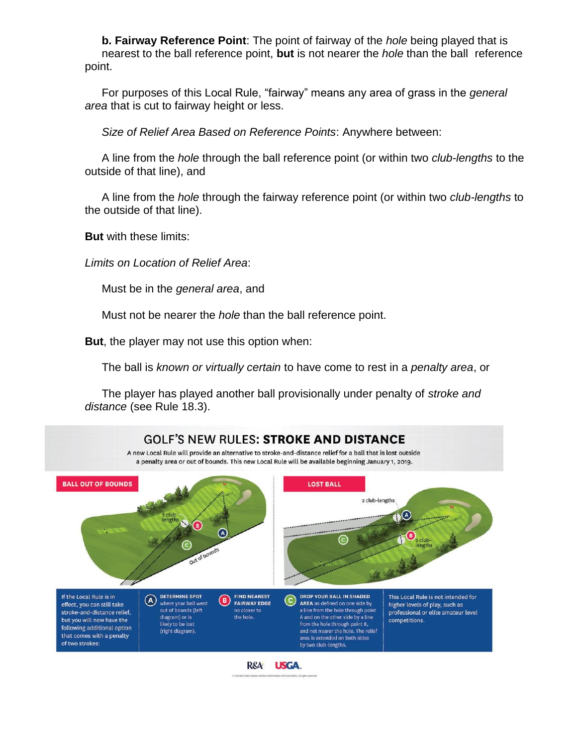**b. Fairway Reference Point**: The point of fairway of the *hole* being played that is nearest to the ball reference point, **but** is not nearer the *hole* than the ball reference point.

For purposes of this Local Rule, "fairway" means any area of grass in the *general area* that is cut to fairway height or less.

*Size of Relief Area Based on Reference Points*: Anywhere between:

A line from the *hole* through the ball reference point (or within two *club-lengths* to the outside of that line), and

A line from the *hole* through the fairway reference point (or within two *club-lengths* to the outside of that line).

**But** with these limits:

*Limits on Location of Relief Area*:

Must be in the *general area*, and

Must not be nearer the *hole* than the ball reference point.

**But**, the player may not use this option when:

The ball is *known or virtually certain* to have come to rest in a *penalty area*, or

The player has played another ball provisionally under penalty of *stroke and distance* (see Rule 18.3).

## GOLF'S NEW RULES: **STROKE AND DISTANCE**

A new Local Rule will provide an alternative to stroke-and-distance relief for a ball that is lost outside a penalty area or out of bounds. This new Local Rule will be available beginning January 1, 2019.

**BALL OUT OF BOUNDS**

2 club-lengths

Out of bounds

**LOST BALL**

2 club-lengths

2 club-lengths

If the Local Rule is in effect, you can still take stroke-and-distance relief, but you will now have the following additional option that comes with a penalty of two strokes:

(A) **DETERMINE SPOT** where your ball went out of bounds (left diagram) or is likely to be lost (right diagram).

(B) **FIND NEAREST FAIRWAY EDGE** no closer to the hole.

(C) **DROP YOUR BALL IN SHADED AREA** as defined on one side by a line from the hole through point A and on the other side by a line from the hole through point B, and not nearer the hole. The relief area is extended on both sides by two club-lengths.

This Local Rule is not intended for higher levels of play, such as professional or elite amateur level competitions.

R&A USGA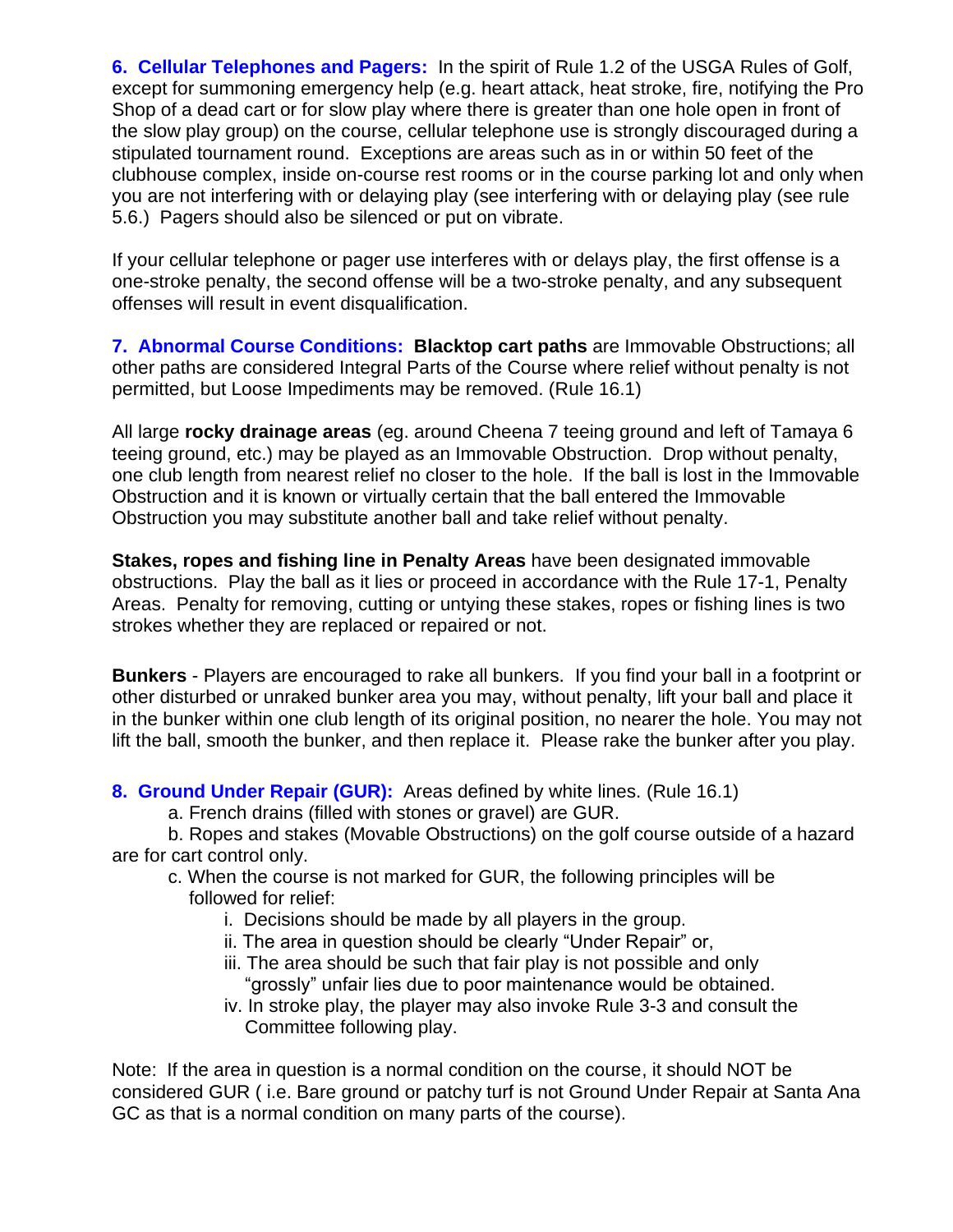**6. Cellular Telephones and Pagers:** In the spirit of Rule 1.2 of the USGA Rules of Golf, except for summoning emergency help (e.g. heart attack, heat stroke, fire, notifying the Pro Shop of a dead cart or for slow play where there is greater than one hole open in front of the slow play group) on the course, cellular telephone use is strongly discouraged during a stipulated tournament round. Exceptions are areas such as in or within 50 feet of the clubhouse complex, inside on-course rest rooms or in the course parking lot and only when you are not interfering with or delaying play (see interfering with or delaying play (see rule 5.6.) Pagers should also be silenced or put on vibrate.

If your cellular telephone or pager use interferes with or delays play, the first offense is a one-stroke penalty, the second offense will be a two-stroke penalty, and any subsequent offenses will result in event disqualification.

**7. Abnormal Course Conditions:** **Blacktop cart paths** are Immovable Obstructions; all other paths are considered Integral Parts of the Course where relief without penalty is not permitted, but Loose Impediments may be removed. (Rule 16.1)

All large **rocky drainage areas** (eg. around Cheena 7 teeing ground and left of Tamaya 6 teeing ground, etc.) may be played as an Immovable Obstruction. Drop without penalty, one club length from nearest relief no closer to the hole. If the ball is lost in the Immovable Obstruction and it is known or virtually certain that the ball entered the Immovable Obstruction you may substitute another ball and take relief without penalty.

**Stakes, ropes and fishing line in Penalty Areas** have been designated immovable obstructions. Play the ball as it lies or proceed in accordance with the Rule 17-1, Penalty Areas. Penalty for removing, cutting or untying these stakes, ropes or fishing lines is two strokes whether they are replaced or repaired or not.

**Bunkers** - Players are encouraged to rake all bunkers. If you find your ball in a footprint or other disturbed or unraked bunker area you may, without penalty, lift your ball and place it in the bunker within one club length of its original position, no nearer the hole. You may not lift the ball, smooth the bunker, and then replace it. Please rake the bunker after you play.

**8. Ground Under Repair (GUR):** Areas defined by white lines. (Rule 16.1)

a. French drains (filled with stones or gravel) are GUR.

b. Ropes and stakes (Movable Obstructions) on the golf course outside of a hazard are for cart control only.

c. When the course is not marked for GUR, the following principles will be followed for relief:

i. Decisions should be made by all players in the group.

ii. The area in question should be clearly "Under Repair" or,

iii. The area should be such that fair play is not possible and only "grossly" unfair lies due to poor maintenance would be obtained.

iv. In stroke play, the player may also invoke Rule 3-3 and consult the Committee following play.

Note: If the area in question is a normal condition on the course, it should NOT be considered GUR ( i.e. Bare ground or patchy turf is not Ground Under Repair at Santa Ana GC as that is a normal condition on many parts of the course).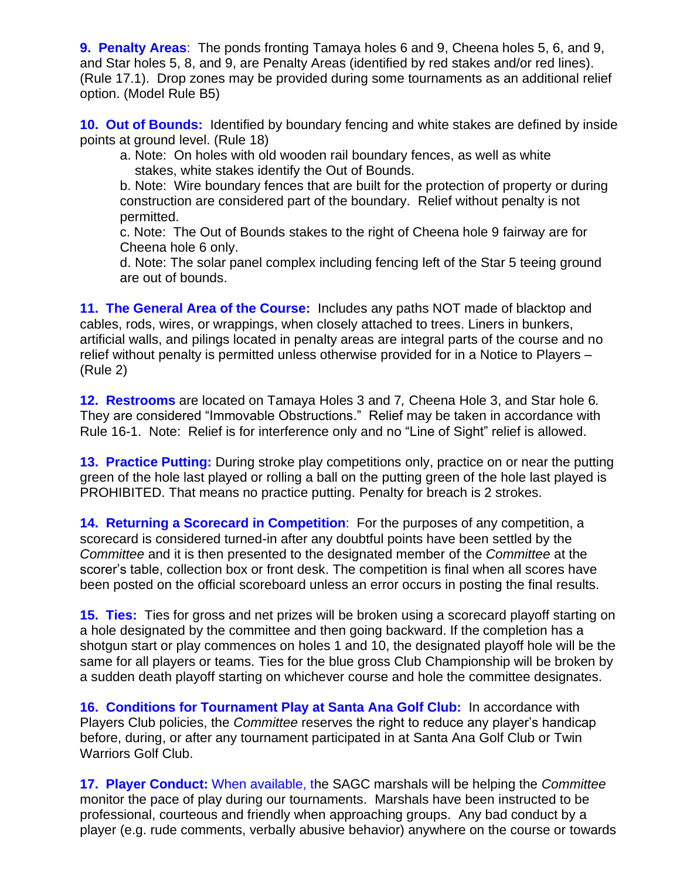**9. Penalty Areas**: The ponds fronting Tamaya holes 6 and 9, Cheena holes 5, 6, and 9, and Star holes 5, 8, and 9, are Penalty Areas (identified by red stakes and/or red lines). (Rule 17.1). Drop zones may be provided during some tournaments as an additional relief option. (Model Rule B5)

**10. Out of Bounds:** Identified by boundary fencing and white stakes are defined by inside points at ground level. (Rule 18)

a. Note: On holes with old wooden rail boundary fences, as well as white stakes, white stakes identify the Out of Bounds.

b. Note: Wire boundary fences that are built for the protection of property or during construction are considered part of the boundary. Relief without penalty is not permitted.

c. Note: The Out of Bounds stakes to the right of Cheena hole 9 fairway are for Cheena hole 6 only.

d. Note: The solar panel complex including fencing left of the Star 5 teeing ground are out of bounds.

**11. The General Area of the Course:** Includes any paths NOT made of blacktop and cables, rods, wires, or wrappings, when closely attached to trees. Liners in bunkers, artificial walls, and pilings located in penalty areas are integral parts of the course and no relief without penalty is permitted unless otherwise provided for in a Notice to Players – (Rule 2)

**12. Restrooms** are located on Tamaya Holes 3 and 7*,* Cheena Hole 3, and Star hole 6*.* They are considered "Immovable Obstructions." Relief may be taken in accordance with Rule 16-1. Note: Relief is for interference only and no "Line of Sight" relief is allowed.

**13. Practice Putting:** During stroke play competitions only, practice on or near the putting green of the hole last played or rolling a ball on the putting green of the hole last played is PROHIBITED. That means no practice putting. Penalty for breach is 2 strokes.

**14. Returning a Scorecard in Competition**: For the purposes of any competition, a scorecard is considered turned-in after any doubtful points have been settled by the *Committee* and it is then presented to the designated member of the *Committee* at the scorer's table, collection box or front desk. The competition is final when all scores have been posted on the official scoreboard unless an error occurs in posting the final results.

**15. Ties:** Ties for gross and net prizes will be broken using a scorecard playoff starting on a hole designated by the committee and then going backward. If the completion has a shotgun start or play commences on holes 1 and 10, the designated playoff hole will be the same for all players or teams. Ties for the blue gross Club Championship will be broken by a sudden death playoff starting on whichever course and hole the committee designates.

**16. Conditions for Tournament Play at Santa Ana Golf Club:** In accordance with Players Club policies, the *Committee* reserves the right to reduce any player's handicap before, during, or after any tournament participated in at Santa Ana Golf Club or Twin Warriors Golf Club.

**17. Player Conduct:** When available, the SAGC marshals will be helping the *Committee* monitor the pace of play during our tournaments. Marshals have been instructed to be professional, courteous and friendly when approaching groups. Any bad conduct by a player (e.g. rude comments, verbally abusive behavior) anywhere on the course or towards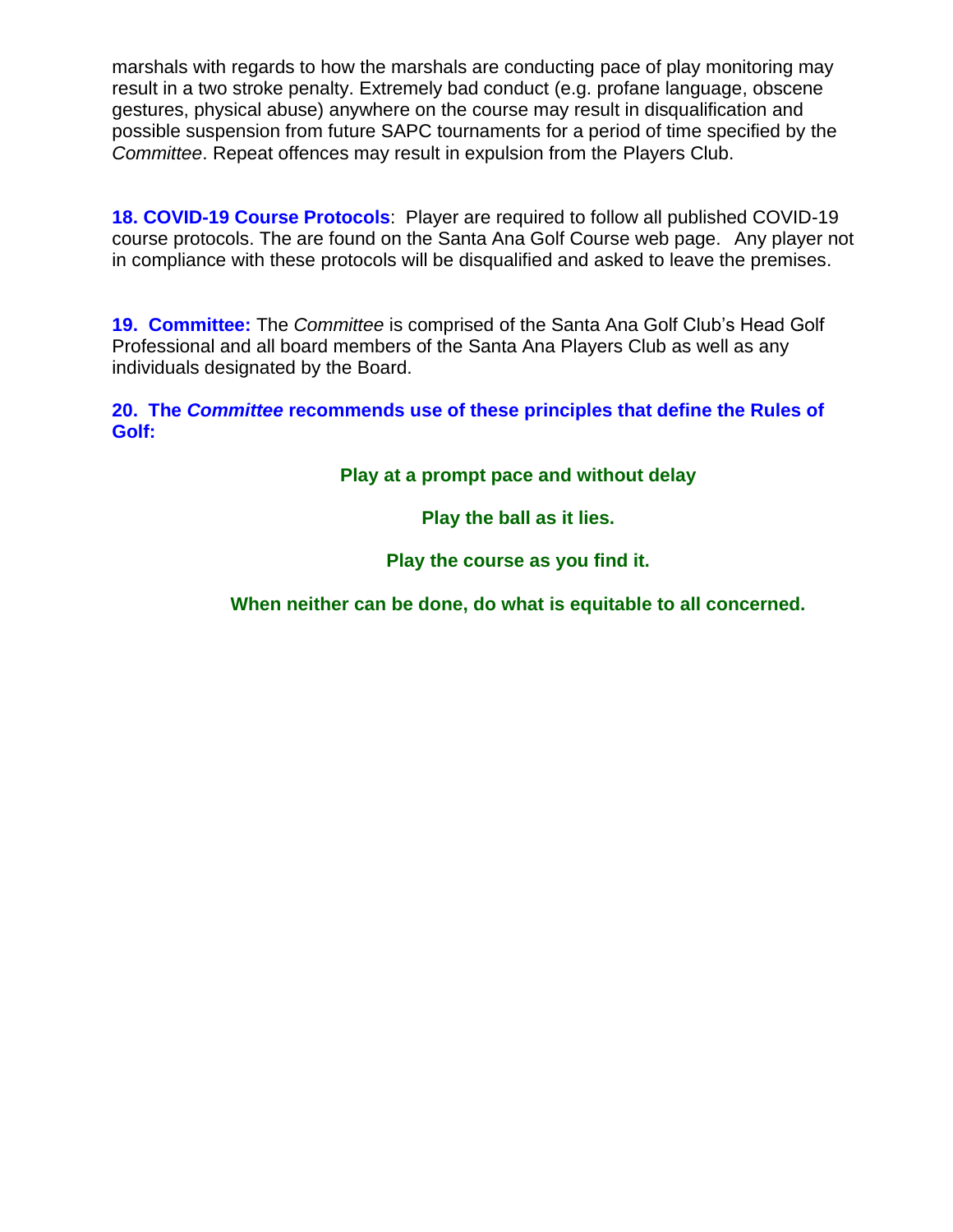marshals with regards to how the marshals are conducting pace of play monitoring may result in a two stroke penalty. Extremely bad conduct (e.g. profane language, obscene gestures, physical abuse) anywhere on the course may result in disqualification and possible suspension from future SAPC tournaments for a period of time specified by the *Committee*. Repeat offences may result in expulsion from the Players Club.

**18. COVID-19 Course Protocols**: Player are required to follow all published COVID-19 course protocols. The are found on the Santa Ana Golf Course web page. Any player not in compliance with these protocols will be disqualified and asked to leave the premises.

**19. Committee:** The *Committee* is comprised of the Santa Ana Golf Club's Head Golf Professional and all board members of the Santa Ana Players Club as well as any individuals designated by the Board.

**20. The *Committee* recommends use of these principles that define the Rules of Golf:**

**Play at a prompt pace and without delay**

**Play the ball as it lies.**

**Play the course as you find it.**

**When neither can be done, do what is equitable to all concerned.**